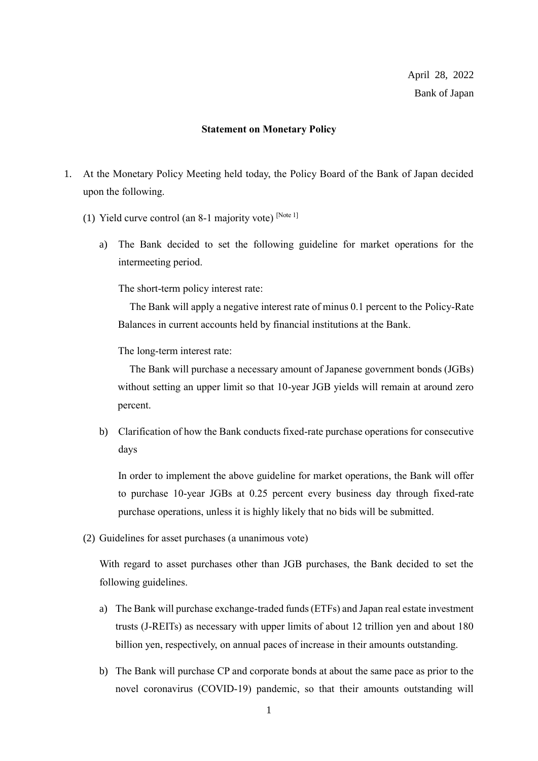April 28, 2022

Bank of Japan

**Statement on Monetary Policy**

1. At the Monetary Policy Meeting held today, the Policy Board of the Bank of Japan decided upon the following.

   (1) Yield curve control (an 8-1 majority vote) [Note 1]

   a) The Bank decided to set the following guideline for market operations for the intermeeting period.

   The short-term policy interest rate:

   The Bank will apply a negative interest rate of minus 0.1 percent to the Policy-Rate Balances in current accounts held by financial institutions at the Bank.

   The long-term interest rate:

   The Bank will purchase a necessary amount of Japanese government bonds (JGBs) without setting an upper limit so that 10-year JGB yields will remain at around zero percent.

   b) Clarification of how the Bank conducts fixed-rate purchase operations for consecutive days

   In order to implement the above guideline for market operations, the Bank will offer to purchase 10-year JGBs at 0.25 percent every business day through fixed-rate purchase operations, unless it is highly likely that no bids will be submitted.

   (2) Guidelines for asset purchases (a unanimous vote)

   With regard to asset purchases other than JGB purchases, the Bank decided to set the following guidelines.

   a) The Bank will purchase exchange-traded funds (ETFs) and Japan real estate investment trusts (J-REITs) as necessary with upper limits of about 12 trillion yen and about 180 billion yen, respectively, on annual paces of increase in their amounts outstanding.

   b) The Bank will purchase CP and corporate bonds at about the same pace as prior to the novel coronavirus (COVID-19) pandemic, so that their amounts outstanding will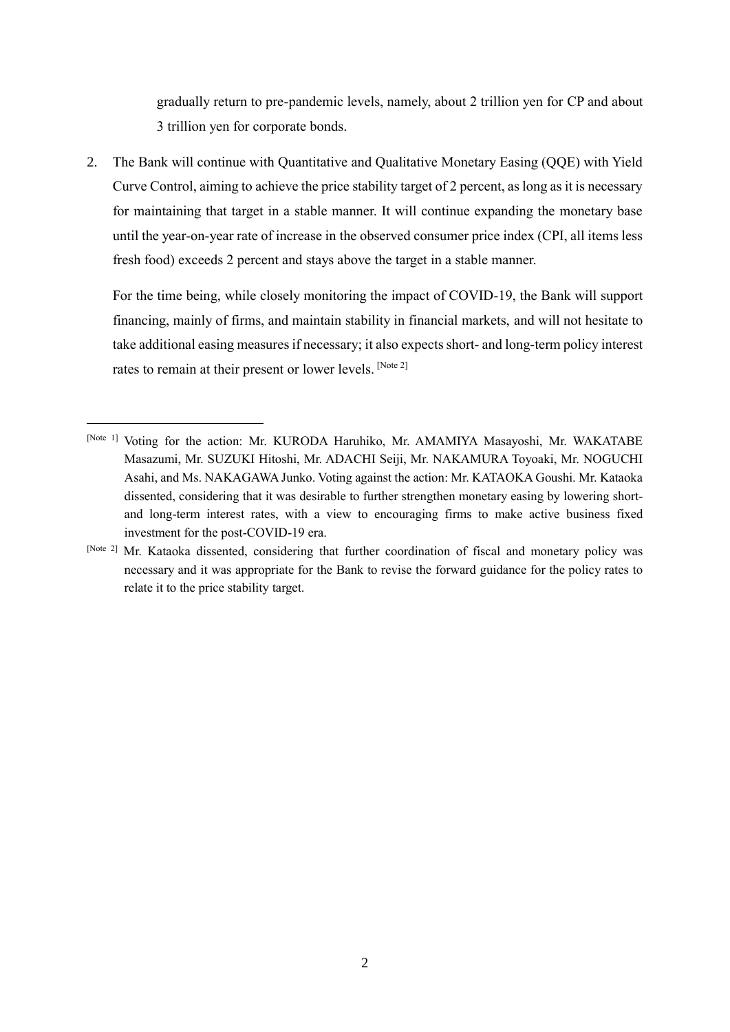gradually return to pre-pandemic levels, namely, about 2 trillion yen for CP and about 3 trillion yen for corporate bonds.

2. The Bank will continue with Quantitative and Qualitative Monetary Easing (QQE) with Yield Curve Control, aiming to achieve the price stability target of 2 percent, as long as it is necessary for maintaining that target in a stable manner. It will continue expanding the monetary base until the year-on-year rate of increase in the observed consumer price index (CPI, all items less fresh food) exceeds 2 percent and stays above the target in a stable manner.

   For the time being, while closely monitoring the impact of COVID-19, the Bank will support financing, mainly of firms, and maintain stability in financial markets, and will not hesitate to take additional easing measures if necessary; it also expects short- and long-term policy interest rates to remain at their present or lower levels. [Note 2]

---

[Note 1] Voting for the action: Mr. KURODA Haruhiko, Mr. AMAMIYA Masayoshi, Mr. WAKATABE Masazumi, Mr. SUZUKI Hitoshi, Mr. ADACHI Seiji, Mr. NAKAMURA Toyoaki, Mr. NOGUCHI Asahi, and Ms. NAKAGAWA Junko. Voting against the action: Mr. KATAOKA Goushi. Mr. Kataoka dissented, considering that it was desirable to further strengthen monetary easing by lowering short- and long-term interest rates, with a view to encouraging firms to make active business fixed investment for the post-COVID-19 era.

[Note 2] Mr. Kataoka dissented, considering that further coordination of fiscal and monetary policy was necessary and it was appropriate for the Bank to revise the forward guidance for the policy rates to relate it to the price stability target.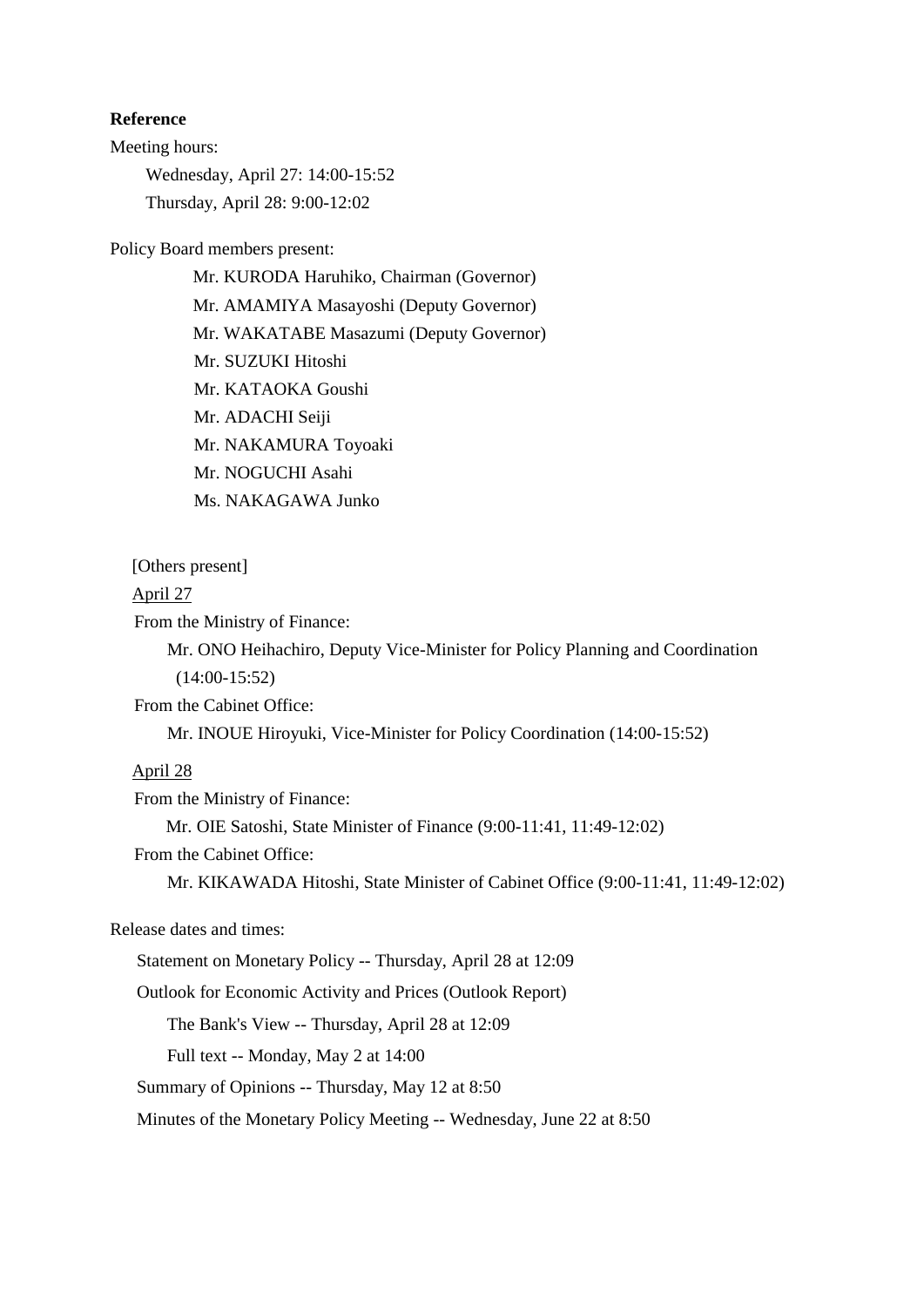**Reference**

Meeting hours:

Wednesday, April 27: 14:00-15:52

Thursday, April 28: 9:00-12:02

Policy Board members present:

Mr. KURODA Haruhiko, Chairman (Governor)

Mr. AMAMIYA Masayoshi (Deputy Governor)

Mr. WAKATABE Masazumi (Deputy Governor)

Mr. SUZUKI Hitoshi

Mr. KATAOKA Goushi

Mr. ADACHI Seiji

Mr. NAKAMURA Toyoaki

Mr. NOGUCHI Asahi

Ms. NAKAGAWA Junko

[Others present]

April 27

From the Ministry of Finance:

Mr. ONO Heihachiro, Deputy Vice-Minister for Policy Planning and Coordination (14:00-15:52)

From the Cabinet Office:

Mr. INOUE Hiroyuki, Vice-Minister for Policy Coordination (14:00-15:52)

April 28

From the Ministry of Finance:

Mr. OIE Satoshi, State Minister of Finance (9:00-11:41, 11:49-12:02)

From the Cabinet Office:

Mr. KIKAWADA Hitoshi, State Minister of Cabinet Office (9:00-11:41, 11:49-12:02)

Release dates and times:

Statement on Monetary Policy -- Thursday, April 28 at 12:09

Outlook for Economic Activity and Prices (Outlook Report)

The Bank's View -- Thursday, April 28 at 12:09

Full text -- Monday, May 2 at 14:00

Summary of Opinions -- Thursday, May 12 at 8:50

Minutes of the Monetary Policy Meeting -- Wednesday, June 22 at 8:50